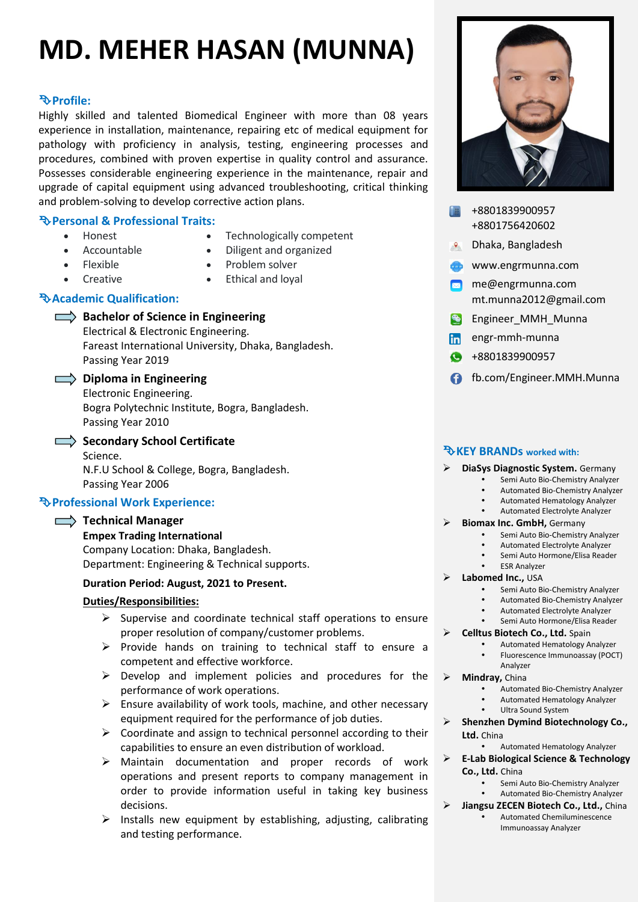# MD. MEHER HASAN (MUNNA)

## Profile:

Highly skilled and talented Biomedical Engineer with more than 08 years experience in installation, maintenance, repairing etc of medical equipment for pathology with proficiency in analysis, testing, engineering processes and procedures, combined with proven expertise in quality control and assurance. Possesses considerable engineering experience in the maintenance, repair and upgrade of capital equipment using advanced troubleshooting, critical thinking and problem-solving to develop corrective action plans.

## Personal & Professional Traits:

- Honest
- Accountable
- Flexible
- Creative
- Technologically competent
- Diligent and organized
- Problem solver
- Ethical and loyal

## Academic Qualification:

**Bachelor of Science in Engineering**
Electrical & Electronic Engineering.
Fareast International University, Dhaka, Bangladesh.
Passing Year 2019

**Diploma in Engineering**
Electronic Engineering.
Bogra Polytechnic Institute, Bogra, Bangladesh.
Passing Year 2010

**Secondary School Certificate**
Science.
N.F.U School & College, Bogra, Bangladesh.
Passing Year 2006

## Professional Work Experience:

**Technical Manager**
**Empex Trading International**
Company Location: Dhaka, Bangladesh.
Department: Engineering & Technical supports.

**Duration Period: August, 2021 to Present.**

**Duties/Responsibilities:**

- Supervise and coordinate technical staff operations to ensure proper resolution of company/customer problems.
- Provide hands on training to technical staff to ensure a competent and effective workforce.
- Develop and implement policies and procedures for the performance of work operations.
- Ensure availability of work tools, machine, and other necessary equipment required for the performance of job duties.
- Coordinate and assign to technical personnel according to their capabilities to ensure an even distribution of workload.
- Maintain documentation and proper records of work operations and present reports to company management in order to provide information useful in taking key business decisions.
- Installs new equipment by establishing, adjusting, calibrating and testing performance.

---

+8801839900957
+8801756420602

Dhaka, Bangladesh

www.engrmunna.com

me@engrmunna.com
mt.munna2012@gmail.com

Engineer_MMH_Munna

engr-mmh-munna

+8801839900957

fb.com/Engineer.MMH.Munna

## KEY BRANDS worked with:

- **DiaSys Diagnostic System.** Germany
  - Semi Auto Bio-Chemistry Analyzer
  - Automated Bio-Chemistry Analyzer
  - Automated Hematology Analyzer
  - Automated Electrolyte Analyzer
- **Biomax Inc. GmbH,** Germany
  - Semi Auto Bio-Chemistry Analyzer
  - Automated Electrolyte Analyzer
  - Semi Auto Hormone/Elisa Reader
  - ESR Analyzer
- **Labomed Inc.,** USA
  - Semi Auto Bio-Chemistry Analyzer
  - Automated Bio-Chemistry Analyzer
  - Automated Electrolyte Analyzer
  - Semi Auto Hormone/Elisa Reader
- **Celltus Biotech Co., Ltd.** Spain
  - Automated Hematology Analyzer
  - Fluorescence Immunoassay (POCT) Analyzer
- **Mindray,** China
  - Automated Bio-Chemistry Analyzer
  - Automated Hematology Analyzer
  - Ultra Sound System
- **Shenzhen Dymind Biotechnology Co., Ltd.** China
  - Automated Hematology Analyzer
- **E-Lab Biological Science & Technology Co., Ltd.** China
  - Semi Auto Bio-Chemistry Analyzer
  - Automated Bio-Chemistry Analyzer
- **Jiangsu ZECEN Biotech Co., Ltd.,** China
  - Automated Chemiluminescence Immunoassay Analyzer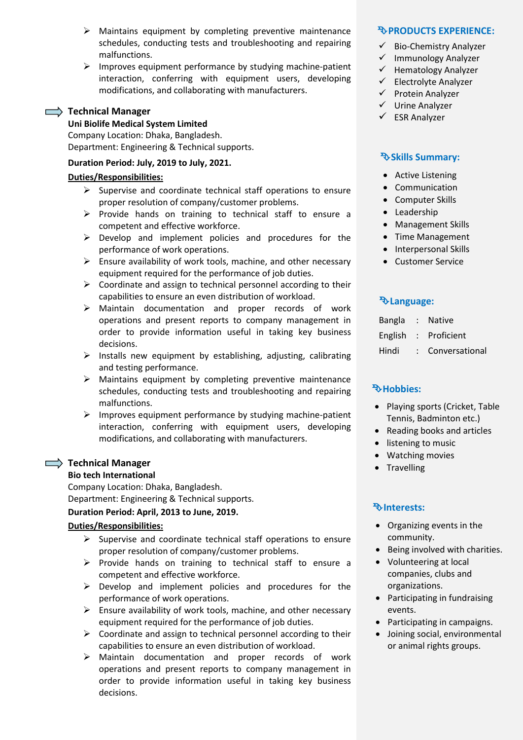- Maintains equipment by completing preventive maintenance schedules, conducting tests and troubleshooting and repairing malfunctions.
- Improves equipment performance by studying machine-patient interaction, conferring with equipment users, developing modifications, and collaborating with manufacturers.

### Technical Manager

**Uni Biolife Medical System Limited**
Company Location: Dhaka, Bangladesh.
Department: Engineering & Technical supports.

**Duration Period: July, 2019 to July, 2021.**

**Duties/Responsibilities:**

- Supervise and coordinate technical staff operations to ensure proper resolution of company/customer problems.
- Provide hands on training to technical staff to ensure a competent and effective workforce.
- Develop and implement policies and procedures for the performance of work operations.
- Ensure availability of work tools, machine, and other necessary equipment required for the performance of job duties.
- Coordinate and assign to technical personnel according to their capabilities to ensure an even distribution of workload.
- Maintain documentation and proper records of work operations and present reports to company management in order to provide information useful in taking key business decisions.
- Installs new equipment by establishing, adjusting, calibrating and testing performance.
- Maintains equipment by completing preventive maintenance schedules, conducting tests and troubleshooting and repairing malfunctions.
- Improves equipment performance by studying machine-patient interaction, conferring with equipment users, developing modifications, and collaborating with manufacturers.

### Technical Manager

**Bio tech International**
Company Location: Dhaka, Bangladesh.
Department: Engineering & Technical supports.

**Duration Period: April, 2013 to June, 2019.**

**Duties/Responsibilities:**

- Supervise and coordinate technical staff operations to ensure proper resolution of company/customer problems.
- Provide hands on training to technical staff to ensure a competent and effective workforce.
- Develop and implement policies and procedures for the performance of work operations.
- Ensure availability of work tools, machine, and other necessary equipment required for the performance of job duties.
- Coordinate and assign to technical personnel according to their capabilities to ensure an even distribution of workload.
- Maintain documentation and proper records of work operations and present reports to company management in order to provide information useful in taking key business decisions.

## PRODUCTS EXPERIENCE:

- ✓ Bio-Chemistry Analyzer
- ✓ Immunology Analyzer
- ✓ Hematology Analyzer
- ✓ Electrolyte Analyzer
- ✓ Protein Analyzer
- ✓ Urine Analyzer
- ✓ ESR Analyzer

## Skills Summary:

- Active Listening
- Communication
- Computer Skills
- Leadership
- Management Skills
- Time Management
- Interpersonal Skills
- Customer Service

## Language:

| | | |
|---|---|---|
| Bangla | : | Native |
| English | : | Proficient |
| Hindi | : | Conversational |

## Hobbies:

- Playing sports (Cricket, Table Tennis, Badminton etc.)
- Reading books and articles
- listening to music
- Watching movies
- Travelling

## Interests:

- Organizing events in the community.
- Being involved with charities.
- Volunteering at local companies, clubs and organizations.
- Participating in fundraising events.
- Participating in campaigns.
- Joining social, environmental or animal rights groups.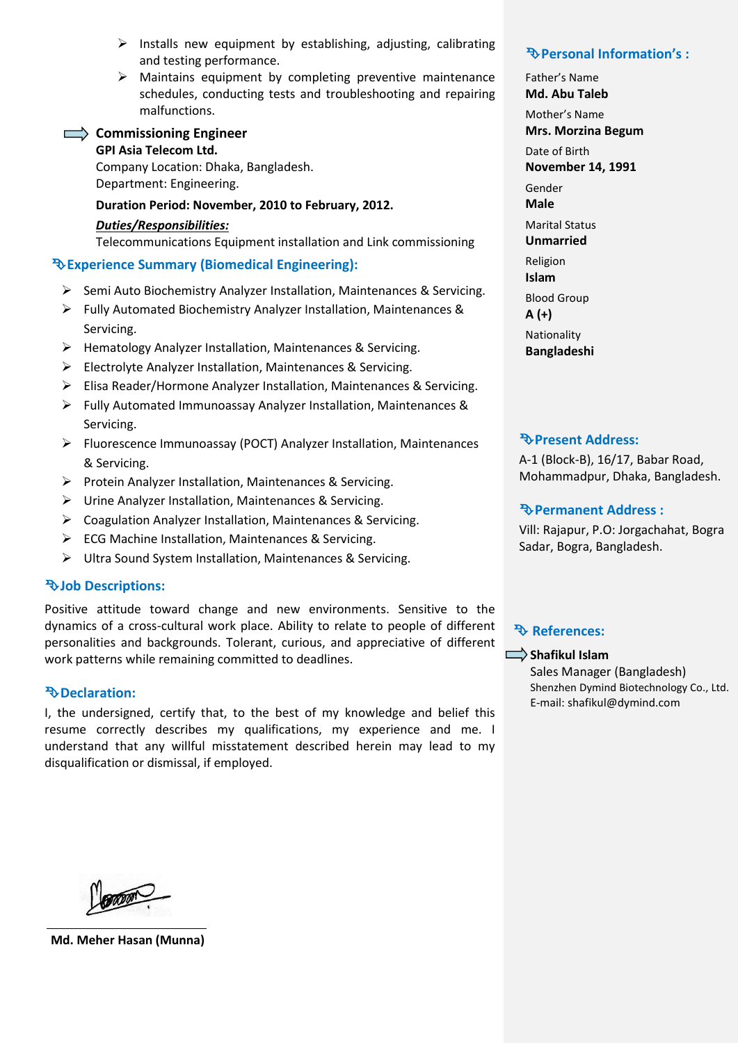- Installs new equipment by establishing, adjusting, calibrating and testing performance.
- Maintains equipment by completing preventive maintenance schedules, conducting tests and troubleshooting and repairing malfunctions.

**Commissioning Engineer**
**GPI Asia Telecom Ltd.**
Company Location: Dhaka, Bangladesh.
Department: Engineering.

**Duration Period: November, 2010 to February, 2012.**

***Duties/Responsibilities:***
Telecommunications Equipment installation and Link commissioning

## Experience Summary (Biomedical Engineering):

- Semi Auto Biochemistry Analyzer Installation, Maintenances & Servicing.
- Fully Automated Biochemistry Analyzer Installation, Maintenances & Servicing.
- Hematology Analyzer Installation, Maintenances & Servicing.
- Electrolyte Analyzer Installation, Maintenances & Servicing.
- Elisa Reader/Hormone Analyzer Installation, Maintenances & Servicing.
- Fully Automated Immunoassay Analyzer Installation, Maintenances & Servicing.
- Fluorescence Immunoassay (POCT) Analyzer Installation, Maintenances & Servicing.
- Protein Analyzer Installation, Maintenances & Servicing.
- Urine Analyzer Installation, Maintenances & Servicing.
- Coagulation Analyzer Installation, Maintenances & Servicing.
- ECG Machine Installation, Maintenances & Servicing.
- Ultra Sound System Installation, Maintenances & Servicing.

## Job Descriptions:

Positive attitude toward change and new environments. Sensitive to the dynamics of a cross-cultural work place. Ability to relate to people of different personalities and backgrounds. Tolerant, curious, and appreciative of different work patterns while remaining committed to deadlines.

## Declaration:

I, the undersigned, certify that, to the best of my knowledge and belief this resume correctly describes my qualifications, my experience and me. I understand that any willful misstatement described herein may lead to my disqualification or dismissal, if employed.

**Md. Meher Hasan (Munna)**

## Personal Information's :

Father's Name
**Md. Abu Taleb**

Mother's Name
**Mrs. Morzina Begum**

Date of Birth
**November 14, 1991**

Gender
**Male**

Marital Status
**Unmarried**

Religion
**Islam**

Blood Group
**A (+)**

Nationality
**Bangladeshi**

## Present Address:

A-1 (Block-B), 16/17, Babar Road, Mohammadpur, Dhaka, Bangladesh.

## Permanent Address :

Vill: Rajapur, P.O: Jorgachahat, Bogra Sadar, Bogra, Bangladesh.

## References:

**Shafikul Islam**
Sales Manager (Bangladesh)
Shenzhen Dymind Biotechnology Co., Ltd.
E-mail: shafikul@dymind.com